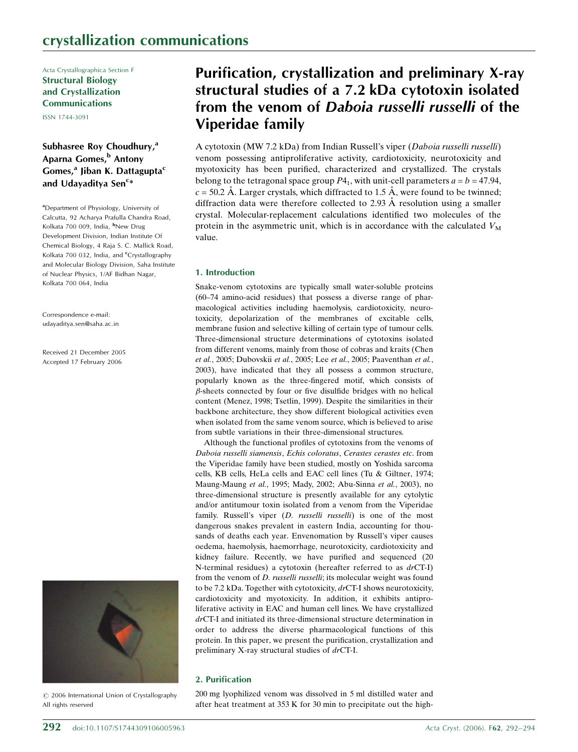Acta Crystallographica Section F
**Structural Biology and Crystallization Communications**
ISSN 1744-3091

# Purification, crystallization and preliminary X-ray structural studies of a 7.2 kDa cytotoxin isolated from the venom of *Daboia russelli russelli* of the Viperidae family

**Subhasree Roy Choudhury,[a] Aparna Gomes,[b] Antony Gomes,[a] Jiban K. Dattagupta[c] and Udayaditya Sen[c]***

[a]Department of Physiology, University of Calcutta, 92 Acharya Prafulla Chandra Road, Kolkata 700 009, India, [b]New Drug Development Division, Indian Institute Of Chemical Biology, 4 Raja S. C. Mallick Road, Kolkata 700 032, India, and [c]Crystallography and Molecular Biology Division, Saha Institute of Nuclear Physics, 1/AF Bidhan Nagar, Kolkata 700 064, India

Correspondence e-mail: udayaditya.sen@saha.ac.in

Received 21 December 2005
Accepted 17 February 2006

© 2006 International Union of Crystallography
All rights reserved

A cytotoxin (MW 7.2 kDa) from Indian Russell's viper (*Daboia russelli russelli*) venom possessing antiproliferative activity, cardiotoxicity, neurotoxicity and myotoxicity has been purified, characterized and crystallized. The crystals belong to the tetragonal space group $P4_1$, with unit-cell parameters $a = b = 47.94$, $c = 50.2$ Å. Larger crystals, which diffracted to 1.5 Å, were found to be twinned; diffraction data were therefore collected to 2.93 Å resolution using a smaller crystal. Molecular-replacement calculations identified two molecules of the protein in the asymmetric unit, which is in accordance with the calculated $V_M$ value.

## 1. Introduction

Snake-venom cytotoxins are typically small water-soluble proteins (60–74 amino-acid residues) that possess a diverse range of pharmacological activities including haemolysis, cardiotoxicity, neurotoxicity, depolarization of the membranes of excitable cells, membrane fusion and selective killing of certain type of tumour cells. Three-dimensional structure determinations of cytotoxins isolated from different venoms, mainly from those of cobras and kraits (Chen *et al.*, 2005; Dubovskii *et al.*, 2005; Lee *et al.*, 2005; Paaventhan *et al.*, 2003), have indicated that they all possess a common structure, popularly known as the three-fingered motif, which consists of $\beta$-sheets connected by four or five disulfide bridges with no helical content (Menez, 1998; Tsetlin, 1999). Despite the similarities in their backbone architecture, they show different biological activities even when isolated from the same venom source, which is believed to arise from subtle variations in their three-dimensional structures.

Although the functional profiles of cytotoxins from the venoms of *Daboia russelli siamensis*, *Echis coloratus*, *Cerastes cerastes etc.* from the Viperidae family have been studied, mostly on Yoshida sarcoma cells, KB cells, HeLa cells and EAC cell lines (Tu & Giltner, 1974; Maung-Maung *et al.*, 1995; Mady, 2002; Abu-Sinna *et al.*, 2003), no three-dimensional structure is presently available for any cytolytic and/or antitumour toxin isolated from a venom from the Viperidae family. Russell's viper (*D. russelli russelli*) is one of the most dangerous snakes prevalent in eastern India, accounting for thousands of deaths each year. Envenomation by Russell's viper causes oedema, haemolysis, haemorrhage, neurotoxicity, cardiotoxicity and kidney failure. Recently, we have purified and sequenced (20 N-terminal residues) a cytotoxin (hereafter referred to as *dr*CT-I) from the venom of *D. russelli russelli*; its molecular weight was found to be 7.2 kDa. Together with cytotoxicity, *dr*CT-I shows neurotoxicity, cardiotoxicity and myotoxicity. In addition, it exhibits antiproliferative activity in EAC and human cell lines. We have crystallized *dr*CT-I and initiated its three-dimensional structure determination in order to address the diverse pharmacological functions of this protein. In this paper, we present the purification, crystallization and preliminary X-ray structural studies of *dr*CT-I.

## 2. Purification

200 mg lyophilized venom was dissolved in 5 ml distilled water and after heat treatment at 353 K for 30 min to precipitate out the high-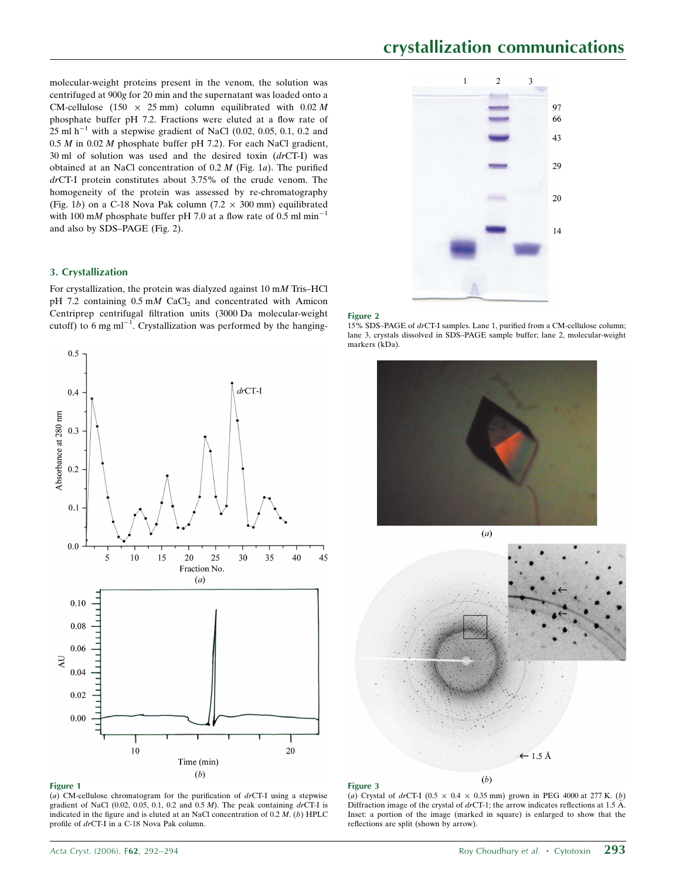molecular-weight proteins present in the venom, the solution was centrifuged at 900*g* for 20 min and the supernatant was loaded onto a CM-cellulose (150 × 25 mm) column equilibrated with 0.02 *M* phosphate buffer pH 7.2. Fractions were eluted at a flow rate of 25 ml h$^{-1}$ with a stepwise gradient of NaCl (0.02, 0.05, 0.1, 0.2 and 0.5 *M* in 0.02 *M* phosphate buffer pH 7.2). For each NaCl gradient, 30 ml of solution was used and the desired toxin (*dr*CT-I) was obtained at an NaCl concentration of 0.2 *M* (Fig. 1*a*). The purified *dr*CT-I protein constitutes about 3.75% of the crude venom. The homogeneity of the protein was assessed by re-chromatography (Fig. 1*b*) on a C-18 Nova Pak column (7.2 × 300 mm) equilibrated with 100 m*M* phosphate buffer pH 7.0 at a flow rate of 0.5 ml min$^{-1}$ and also by SDS–PAGE (Fig. 2).

## 3. Crystallization

For crystallization, the protein was dialyzed against 10 m*M* Tris–HCl pH 7.2 containing 0.5 m*M* $CaCl_2$ and concentrated with Amicon Centriprep centrifugal filtration units (3000 Da molecular-weight cutoff) to 6 mg ml$^{-1}$. Crystallization was performed by the hanging-

**Figure 1**
(*a*) CM-cellulose chromatogram for the purification of *dr*CT-I using a stepwise gradient of NaCl (0.02, 0.05, 0.1, 0.2 and 0.5 *M*). The peak containing *dr*CT-I is indicated in the figure and is eluted at an NaCl concentration of 0.2 *M*. (*b*) HPLC profile of *dr*CT-I in a C-18 Nova Pak column.

**Figure 2**
15% SDS–PAGE of *dr*CT-I samples. Lane 1, purified from a CM-cellulose column; lane 3, crystals dissolved in SDS–PAGE sample buffer; lane 2, molecular-weight markers (kDa).

**Figure 3**
(*a*) Crystal of *dr*CT-I (0.5 × 0.4 × 0.35 mm) grown in PEG 4000 at 277 K. (*b*) Diffraction image of the crystal of *dr*CT-1; the arrow indicates reflections at 1.5 Å. Inset: a portion of the image (marked in square) is enlarged to show that the reflections are split (shown by arrow).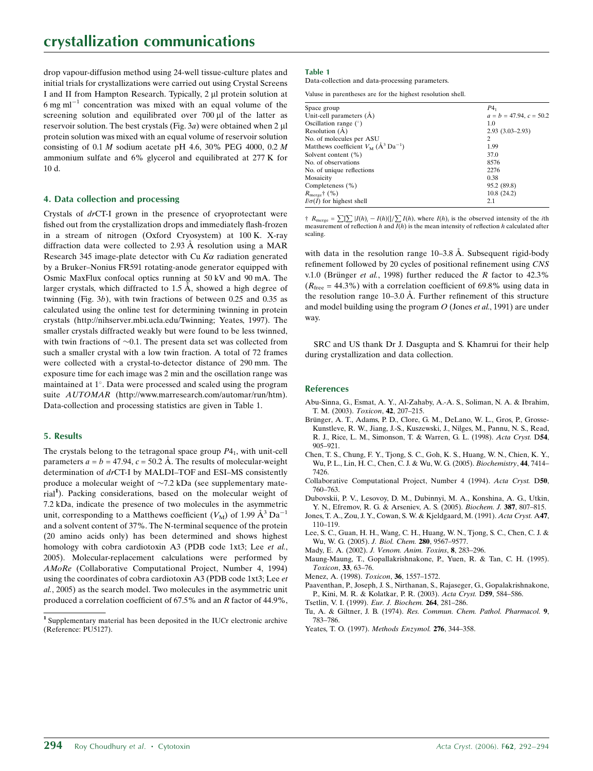drop vapour-diffusion method using 24-well tissue-culture plates and initial trials for crystallizations were carried out using Crystal Screens I and II from Hampton Research. Typically, 2 µl protein solution at 6 mg ml$^{-1}$ concentration was mixed with an equal volume of the screening solution and equilibrated over 700 µl of the latter as reservoir solution. The best crystals (Fig. 3*a*) were obtained when 2 µl protein solution was mixed with an equal volume of reservoir solution consisting of 0.1 *M* sodium acetate pH 4.6, 30% PEG 4000, 0.2 *M* ammonium sulfate and 6% glycerol and equilibrated at 277 K for 10 d.

## 4. Data collection and processing

Crystals of *dr*CT-I grown in the presence of cryoprotectant were fished out from the crystallization drops and immediately flash-frozen in a stream of nitrogen (Oxford Cryosystem) at 100 K. X-ray diffraction data were collected to 2.93 Å resolution using a MAR Research 345 image-plate detector with Cu *K*α radiation generated by a Bruker–Nonius FR591 rotating-anode generator equipped with Osmic MaxFlux confocal optics running at 50 kV and 90 mA. The larger crystals, which diffracted to 1.5 Å, showed a high degree of twinning (Fig. 3*b*), with twin fractions of between 0.25 and 0.35 as calculated using the online test for determining twinning in protein crystals (http://nihserver.mbi.ucla.edu/Twinning; Yeates, 1997). The smaller crystals diffracted weakly but were found to be less twinned, with twin fractions of ∼0.1. The present data set was collected from such a smaller crystal with a low twin fraction. A total of 72 frames were collected with a crystal-to-detector distance of 290 mm. The exposure time for each image was 2 min and the oscillation range was maintained at 1°. Data were processed and scaled using the program suite *AUTOMAR* (http://www.marresearch.com/automar/run/htm). Data-collection and processing statistics are given in Table 1.

## 5. Results

The crystals belong to the tetragonal space group $P4_1$, with unit-cell parameters *a* = *b* = 47.94, *c* = 50.2 Å. The results of molecular-weight determination of *dr*CT-I by MALDI–TOF and ESI–MS consistently produce a molecular weight of ∼7.2 kDa (see supplementary material[1]). Packing considerations, based on the molecular weight of 7.2 kDa, indicate the presence of two molecules in the asymmetric unit, corresponding to a Matthews coefficient ($V_M$) of 1.99 Å$^3$ Da$^{-1}$ and a solvent content of 37%. The N-terminal sequence of the protein (20 amino acids only) has been determined and shows highest homology with cobra cardiotoxin A3 (PDB code 1xt3; Lee *et al.*, 2005). Molecular-replacement calculations were performed by *AMoRe* (Collaborative Computational Project, Number 4, 1994) using the coordinates of cobra cardiotoxin A3 (PDB code 1xt3; Lee *et al.*, 2005) as the search model. Two molecules in the asymmetric unit produced a correlation coefficient of 67.5% and an *R* factor of 44.9%, with data in the resolution range 10–3.8 Å. Subsequent rigid-body refinement followed by 20 cycles of positional refinement using *CNS* v.1.0 (Brünger *et al.*, 1998) further reduced the *R* factor to 42.3% ($R_{free}$ = 44.3%) with a correlation coefficient of 69.8% using data in the resolution range 10–3.0 Å. Further refinement of this structure and model building using the program *O* (Jones *et al.*, 1991) are under way.

[1] Supplementary material has been deposited in the IUCr electronic archive (Reference: PU5127).

**Table 1**
Data-collection and data-processing parameters.

Values in parentheses are for the highest resolution shell.

| | |
|---|---|
| Space group | $P4_1$ |
| Unit-cell parameters (Å) | *a* = *b* = 47.94, *c* = 50.2 |
| Oscillation range (°) | 1.0 |
| Resolution (Å) | 2.93 (3.03–2.93) |
| No. of molecules per ASU | 2 |
| Matthews coefficient $V_M$ (Å$^3$ Da$^{-1}$) | 1.99 |
| Solvent content (%) | 37.0 |
| No. of observations | 8576 |
| No. of unique reflections | 2276 |
| Mosaicity | 0.38 |
| Completeness (%) | 95.2 (89.8) |
| $R_{merge}$† (%) | 10.8 (24.2) |
| $I/\sigma(I)$ for highest shell | 2.1 |

† $R_{merge} = \sum[\sum|I(h)_i - I(h)|]/\sum I(h)$, where $I(h)_i$ is the observed intensity of the *i*th measurement of reflection *h* and $I(h)$ is the mean intensity of reflection *h* calculated after scaling.

SRC and US thank Dr J. Dasgupta and S. Khamrui for their help during crystallization and data collection.

## References

Abu-Sinna, G., Esmat, A. Y., Al-Zahaby, A.-A. S., Soliman, N. A. & Ibrahim, T. M. (2003). *Toxicon*, **42**, 207–215.

Brünger, A. T., Adams, P. D., Clore, G. M., DeLano, W. L., Gros, P., Grosse-Kunstleve, R. W., Jiang, J.-S., Kuszewski, J., Nilges, M., Pannu, N. S., Read, R. J., Rice, L. M., Simonson, T. & Warren, G. L. (1998). *Acta Cryst.* D**54**, 905–921.

Chen, T. S., Chung, F. Y., Tjong, S. C., Goh, K. S., Huang, W. N., Chien, K. Y., Wu, P. L., Lin, H. C., Chen, C. J. & Wu, W. G. (2005). *Biochemistry*, **44**, 7414–7426.

Collaborative Computational Project, Number 4 (1994). *Acta Cryst.* D**50**, 760–763.

Dubovskii, P. V., Lesovoy, D. M., Dubinnyi, M. A., Konshina, A. G., Utkin, Y. N., Efremov, R. G. & Arseniev, A. S. (2005). *Biochem. J.* **387**, 807–815.

Jones, T. A., Zou, J. Y., Cowan, S. W. & Kjeldgaard, M. (1991). *Acta Cryst.* A**47**, 110–119.

Lee, S. C., Guan, H. H., Wang, C. H., Huang, W. N., Tjong, S. C., Chen, C. J. & Wu, W. G. (2005). *J. Biol. Chem.* **280**, 9567–9577.

Mady, E. A. (2002). *J. Venom. Anim. Toxins*, **8**, 283–296.

Maung-Maung, T., Gopallakrishnakone, P., Yuen, R. & Tan, C. H. (1995). *Toxicon*, **33**, 63–76.

Menez, A. (1998). *Toxicon*, **36**, 1557–1572.

Paaventhan, P., Joseph, J. S., Nirthanan, S., Rajaseger, G., Gopalakrishnakone, P., Kini, M. R. & Kolatkar, P. R. (2003). *Acta Cryst.* D**59**, 584–586.

Tsetlin, V. I. (1999). *Eur. J. Biochem.* **264**, 281–286.

Tu, A. & Giltner, J. B. (1974). *Res. Commun. Chem. Pathol. Pharmacol.* **9**, 783–786.

Yeates, T. O. (1997). *Methods Enzymol.* **276**, 344–358.